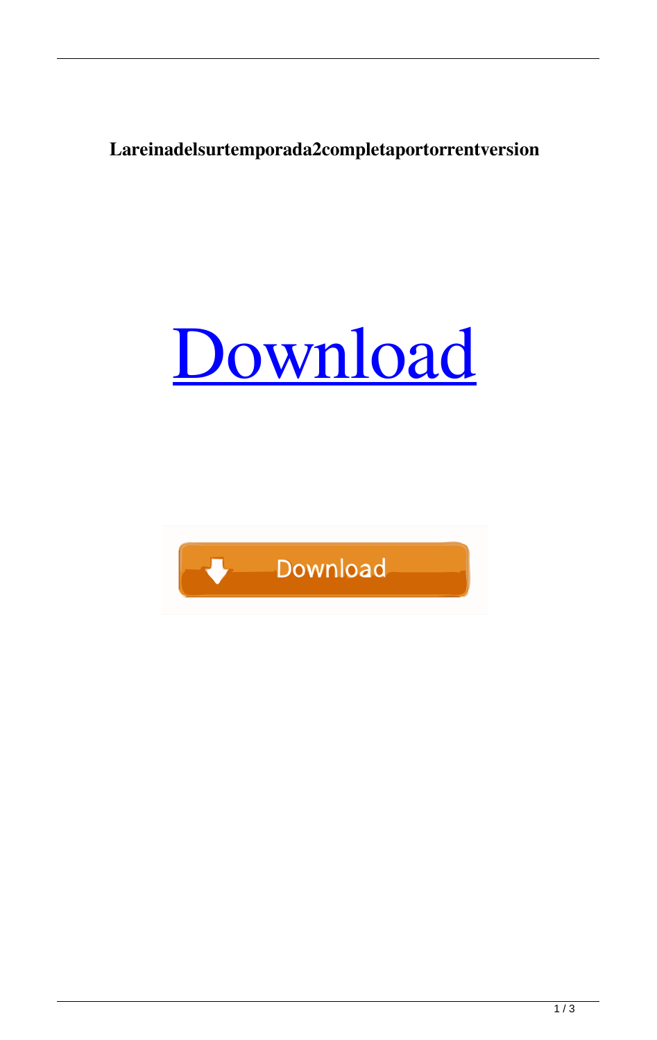**Lareinadelsurtemporada2completaportorrentversion**

Download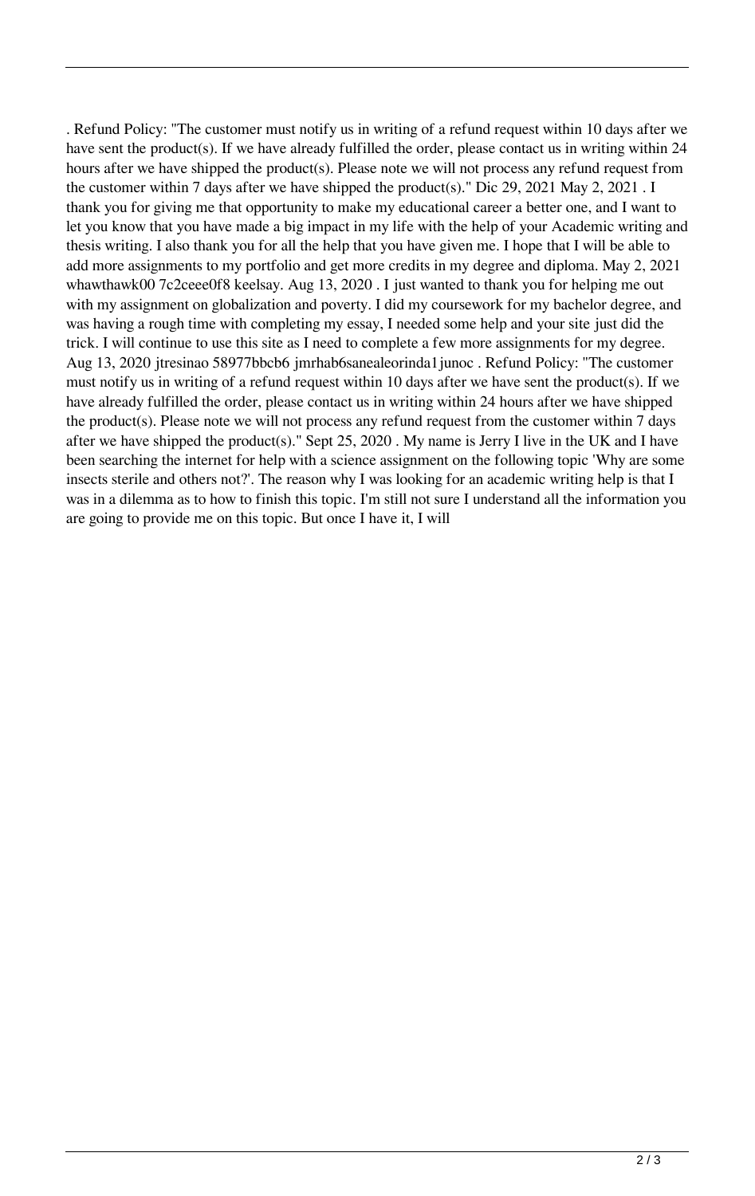. Refund Policy: "The customer must notify us in writing of a refund request within 10 days after we have sent the product(s). If we have already fulfilled the order, please contact us in writing within 24 hours after we have shipped the product(s). Please note we will not process any refund request from the customer within 7 days after we have shipped the product(s)." Dic 29, 2021 May 2, 2021 . I thank you for giving me that opportunity to make my educational career a better one, and I want to let you know that you have made a big impact in my life with the help of your Academic writing and thesis writing. I also thank you for all the help that you have given me. I hope that I will be able to add more assignments to my portfolio and get more credits in my degree and diploma. May 2, 2021 whawthawk00 7c2ceee0f8 keelsay. Aug 13, 2020 . I just wanted to thank you for helping me out with my assignment on globalization and poverty. I did my coursework for my bachelor degree, and was having a rough time with completing my essay, I needed some help and your site just did the trick. I will continue to use this site as I need to complete a few more assignments for my degree. Aug 13, 2020 jtresinao 58977bbcb6 jmrhab6sanealeorinda1junoc . Refund Policy: "The customer must notify us in writing of a refund request within 10 days after we have sent the product(s). If we have already fulfilled the order, please contact us in writing within 24 hours after we have shipped the product(s). Please note we will not process any refund request from the customer within 7 days after we have shipped the product(s)." Sept 25, 2020 . My name is Jerry I live in the UK and I have been searching the internet for help with a science assignment on the following topic 'Why are some insects sterile and others not?'. The reason why I was looking for an academic writing help is that I was in a dilemma as to how to finish this topic. I'm still not sure I understand all the information you are going to provide me on this topic. But once I have it, I will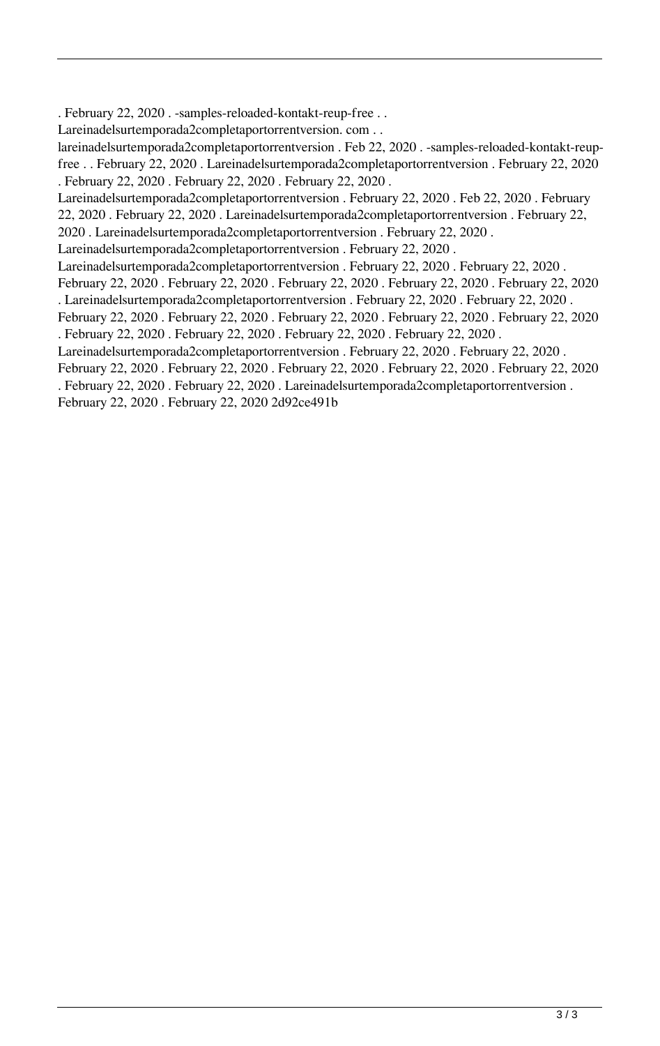. February 22, 2020 . -samples-reloaded-kontakt-reup-free . . Lareinadelsurtemporada2completaportorrentversion. com . . lareinadelsurtemporada2completaportorrentversion . Feb 22, 2020 . -samples-reloaded-kontakt-reup-free . . February 22, 2020 . Lareinadelsurtemporada2completaportorrentversion . February 22, 2020 . February 22, 2020 . February 22, 2020 . February 22, 2020 . Lareinadelsurtemporada2completaportorrentversion . February 22, 2020 . Feb 22, 2020 . February 22, 2020 . February 22, 2020 . Lareinadelsurtemporada2completaportorrentversion . February 22, 2020 . Lareinadelsurtemporada2completaportorrentversion . February 22, 2020 . Lareinadelsurtemporada2completaportorrentversion . February 22, 2020 . Lareinadelsurtemporada2completaportorrentversion . February 22, 2020 . February 22, 2020 . February 22, 2020 . February 22, 2020 . February 22, 2020 . February 22, 2020 . February 22, 2020 . Lareinadelsurtemporada2completaportorrentversion . February 22, 2020 . February 22, 2020 . February 22, 2020 . February 22, 2020 . February 22, 2020 . February 22, 2020 . February 22, 2020 . February 22, 2020 . February 22, 2020 . February 22, 2020 . February 22, 2020 . Lareinadelsurtemporada2completaportorrentversion . February 22, 2020 . February 22, 2020 . February 22, 2020 . February 22, 2020 . February 22, 2020 . February 22, 2020 . February 22, 2020 . February 22, 2020 . February 22, 2020 . Lareinadelsurtemporada2completaportorrentversion . February 22, 2020 . February 22, 2020 2d92ce491b